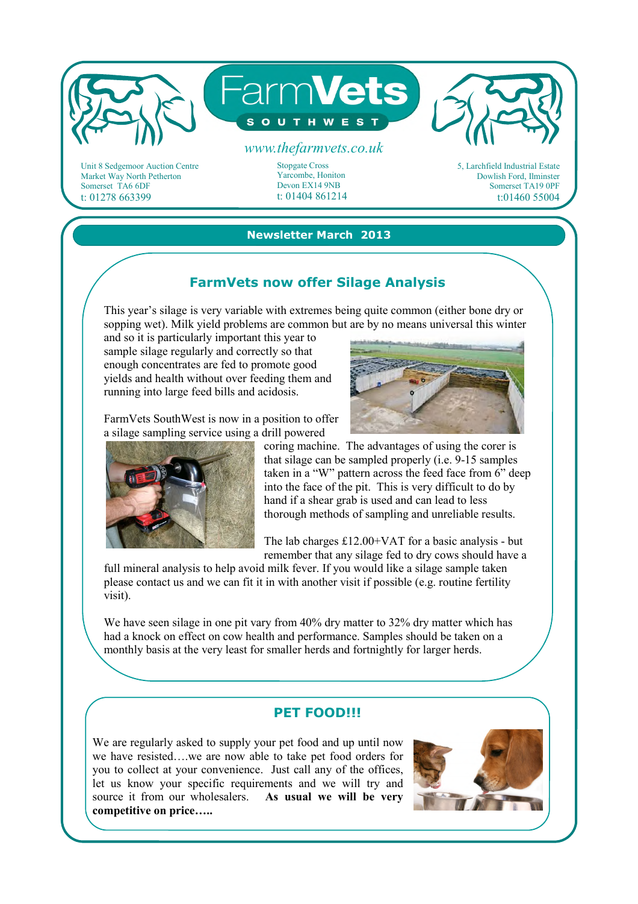# FarmVets SOUTHWEST

www.thefarmvets.co.uk

Unit 8 Sedgemoor Auction Centre
Market Way North Petherton
Somerset TA6 6DF
t: 01278 663399

Stopgate Cross
Yarcombe, Honiton
Devon EX14 9NB
t: 01404 861214

5, Larchfield Industrial Estate
Dowlish Ford, Ilminster
Somerset TA19 0PF
t:01460 55004

## Newsletter March 2013

### FarmVets now offer Silage Analysis

This year's silage is very variable with extremes being quite common (either bone dry or sopping wet). Milk yield problems are common but are by no means universal this winter and so it is particularly important this year to sample silage regularly and correctly so that enough concentrates are fed to promote good yields and health without over feeding them and running into large feed bills and acidosis.

FarmVets SouthWest is now in a position to offer a silage sampling service using a drill powered coring machine. The advantages of using the corer is that silage can be sampled properly (i.e. 9-15 samples taken in a "W" pattern across the feed face from 6" deep into the face of the pit. This is very difficult to do by hand if a shear grab is used and can lead to less thorough methods of sampling and unreliable results.

The lab charges £12.00+VAT for a basic analysis - but remember that any silage fed to dry cows should have a full mineral analysis to help avoid milk fever. If you would like a silage sample taken please contact us and we can fit it in with another visit if possible (e.g. routine fertility visit).

We have seen silage in one pit vary from 40% dry matter to 32% dry matter which has had a knock on effect on cow health and performance. Samples should be taken on a monthly basis at the very least for smaller herds and fortnightly for larger herds.

### PET FOOD!!!

We are regularly asked to supply your pet food and up until now we have resisted….we are now able to take pet food orders for you to collect at your convenience. Just call any of the offices, let us know your specific requirements and we will try and source it from our wholesalers. **As usual we will be very competitive on price…..**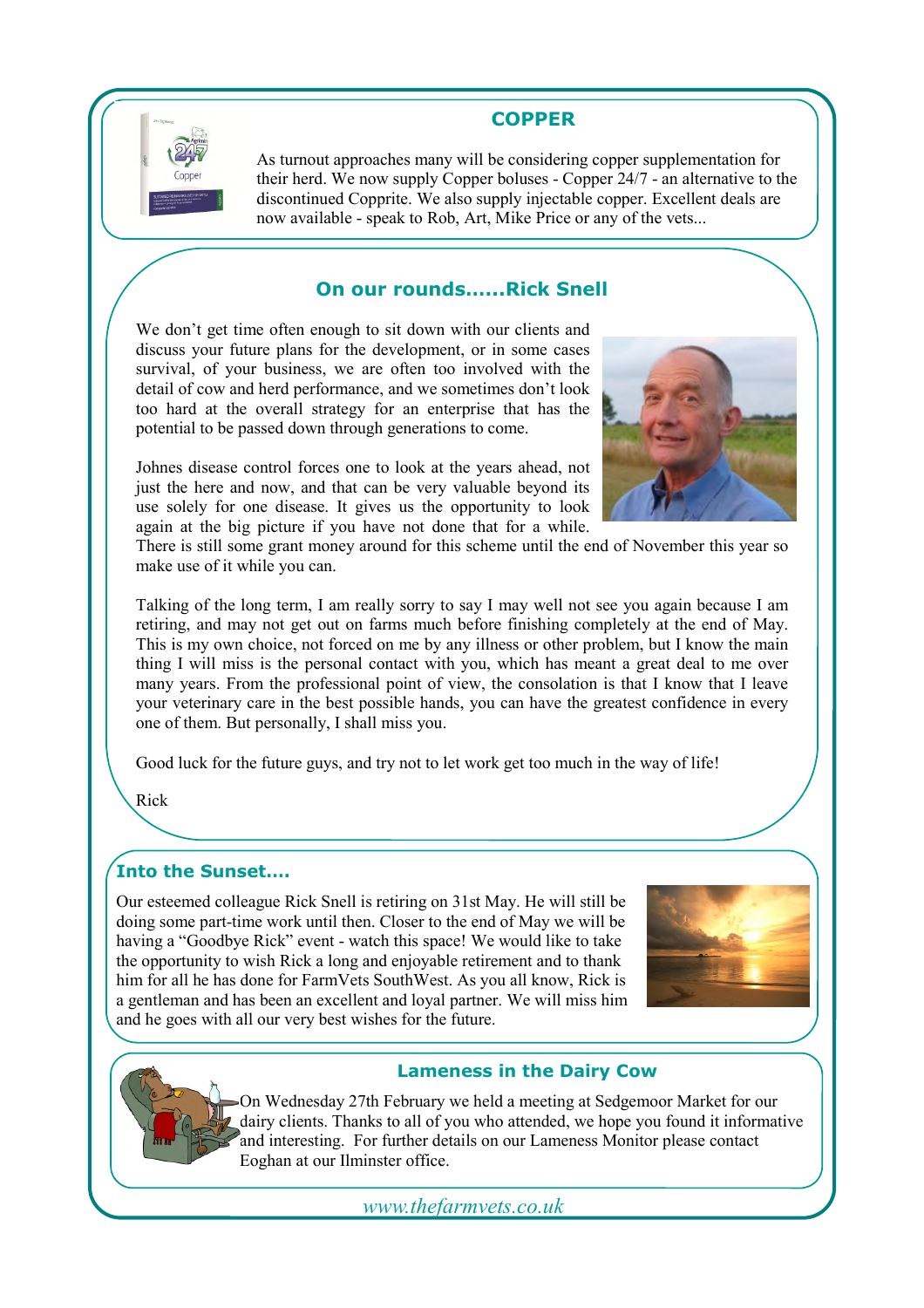## COPPER

As turnout approaches many will be considering copper supplementation for their herd. We now supply Copper boluses - Copper 24/7 - an alternative to the discontinued Copprite. We also supply injectable copper. Excellent deals are now available - speak to Rob, Art, Mike Price or any of the vets...

## On our rounds......Rick Snell

We don't get time often enough to sit down with our clients and discuss your future plans for the development, or in some cases survival, of your business, we are often too involved with the detail of cow and herd performance, and we sometimes don't look too hard at the overall strategy for an enterprise that has the potential to be passed down through generations to come.

Johnes disease control forces one to look at the years ahead, not just the here and now, and that can be very valuable beyond its use solely for one disease. It gives us the opportunity to look again at the big picture if you have not done that for a while. There is still some grant money around for this scheme until the end of November this year so make use of it while you can.

Talking of the long term, I am really sorry to say I may well not see you again because I am retiring, and may not get out on farms much before finishing completely at the end of May. This is my own choice, not forced on me by any illness or other problem, but I know the main thing I will miss is the personal contact with you, which has meant a great deal to me over many years. From the professional point of view, the consolation is that I know that I leave your veterinary care in the best possible hands, you can have the greatest confidence in every one of them. But personally, I shall miss you.

Good luck for the future guys, and try not to let work get too much in the way of life!

Rick

## Into the Sunset....

Our esteemed colleague Rick Snell is retiring on 31st May. He will still be doing some part-time work until then. Closer to the end of May we will be having a "Goodbye Rick" event - watch this space! We would like to take the opportunity to wish Rick a long and enjoyable retirement and to thank him for all he has done for FarmVets SouthWest. As you all know, Rick is a gentleman and has been an excellent and loyal partner. We will miss him and he goes with all our very best wishes for the future.

## Lameness in the Dairy Cow

On Wednesday 27th February we held a meeting at Sedgemoor Market for our dairy clients. Thanks to all of you who attended, we hope you found it informative and interesting. For further details on our Lameness Monitor please contact Eoghan at our Ilminster office.

*www.thefarmvets.co.uk*